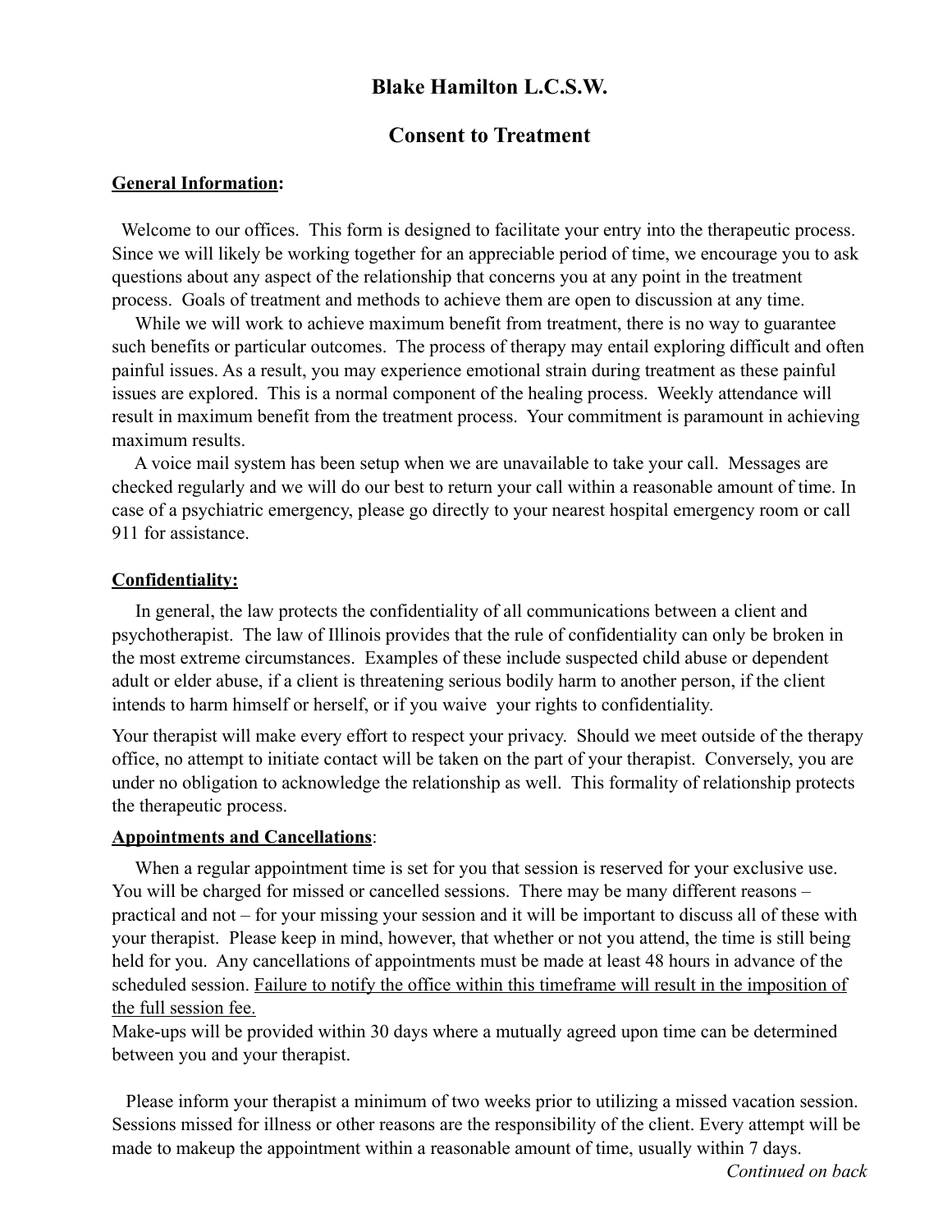# Blake Hamilton L.C.S.W.

## Consent to Treatment

**General Information:**

Welcome to our offices. This form is designed to facilitate your entry into the therapeutic process. Since we will likely be working together for an appreciable period of time, we encourage you to ask questions about any aspect of the relationship that concerns you at any point in the treatment process. Goals of treatment and methods to achieve them are open to discussion at any time.

While we will work to achieve maximum benefit from treatment, there is no way to guarantee such benefits or particular outcomes. The process of therapy may entail exploring difficult and often painful issues. As a result, you may experience emotional strain during treatment as these painful issues are explored. This is a normal component of the healing process. Weekly attendance will result in maximum benefit from the treatment process. Your commitment is paramount in achieving maximum results.

A voice mail system has been setup when we are unavailable to take your call. Messages are checked regularly and we will do our best to return your call within a reasonable amount of time. In case of a psychiatric emergency, please go directly to your nearest hospital emergency room or call 911 for assistance.

**Confidentiality:**

In general, the law protects the confidentiality of all communications between a client and psychotherapist. The law of Illinois provides that the rule of confidentiality can only be broken in the most extreme circumstances. Examples of these include suspected child abuse or dependent adult or elder abuse, if a client is threatening serious bodily harm to another person, if the client intends to harm himself or herself, or if you waive your rights to confidentiality.

Your therapist will make every effort to respect your privacy. Should we meet outside of the therapy office, no attempt to initiate contact will be taken on the part of your therapist. Conversely, you are under no obligation to acknowledge the relationship as well. This formality of relationship protects the therapeutic process.

**Appointments and Cancellations**:

When a regular appointment time is set for you that session is reserved for your exclusive use. You will be charged for missed or cancelled sessions. There may be many different reasons – practical and not – for your missing your session and it will be important to discuss all of these with your therapist. Please keep in mind, however, that whether or not you attend, the time is still being held for you. Any cancellations of appointments must be made at least 48 hours in advance of the scheduled session. Failure to notify the office within this timeframe will result in the imposition of the full session fee.

Make-ups will be provided within 30 days where a mutually agreed upon time can be determined between you and your therapist.

Please inform your therapist a minimum of two weeks prior to utilizing a missed vacation session. Sessions missed for illness or other reasons are the responsibility of the client. Every attempt will be made to makeup the appointment within a reasonable amount of time, usually within 7 days.

*Continued on back*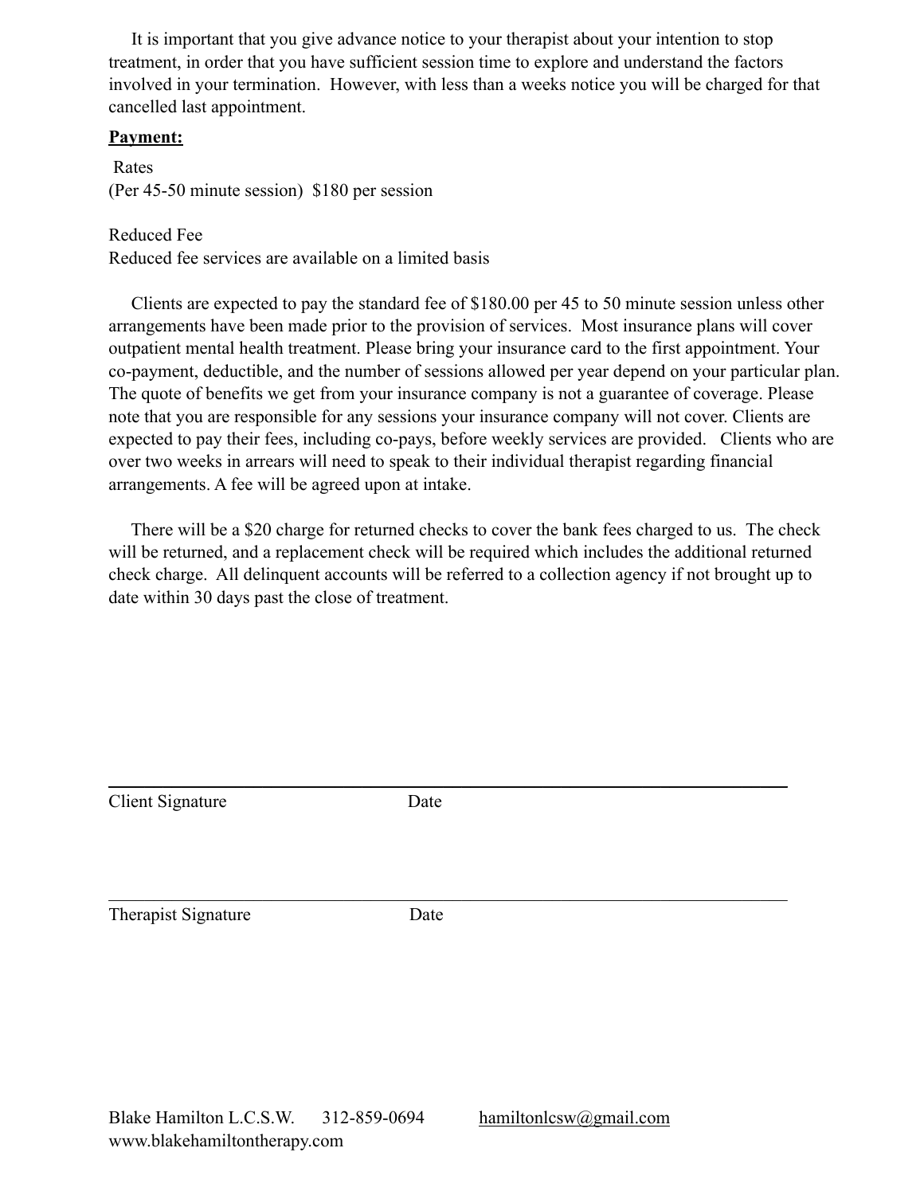It is important that you give advance notice to your therapist about your intention to stop treatment, in order that you have sufficient session time to explore and understand the factors involved in your termination. However, with less than a weeks notice you will be charged for that cancelled last appointment.

**Payment:**

Rates
(Per 45-50 minute session) $180 per session

Reduced Fee
Reduced fee services are available on a limited basis

Clients are expected to pay the standard fee of $180.00 per 45 to 50 minute session unless other arrangements have been made prior to the provision of services. Most insurance plans will cover outpatient mental health treatment. Please bring your insurance card to the first appointment. Your co-payment, deductible, and the number of sessions allowed per year depend on your particular plan. The quote of benefits we get from your insurance company is not a guarantee of coverage. Please note that you are responsible for any sessions your insurance company will not cover. Clients are expected to pay their fees, including co-pays, before weekly services are provided. Clients who are over two weeks in arrears will need to speak to their individual therapist regarding financial arrangements. A fee will be agreed upon at intake.

There will be a $20 charge for returned checks to cover the bank fees charged to us. The check will be returned, and a replacement check will be required which includes the additional returned check charge. All delinquent accounts will be referred to a collection agency if not brought up to date within 30 days past the close of treatment.

\_\_\_\_\_\_\_\_\_\_\_\_\_\_\_\_\_\_\_\_\_\_\_\_\_\_\_\_\_\_\_\_\_\_\_\_\_\_\_\_\_\_\_\_\_\_\_\_\_\_\_\_
Client Signature                    Date

\_\_\_\_\_\_\_\_\_\_\_\_\_\_\_\_\_\_\_\_\_\_\_\_\_\_\_\_\_\_\_\_\_\_\_\_\_\_\_\_\_\_\_\_\_\_\_\_\_\_\_\_
Therapist Signature                    Date

Blake Hamilton L.C.S.W.    312-859-0694    hamiltonlcsw@gmail.com
www.blakehamiltontherapy.com